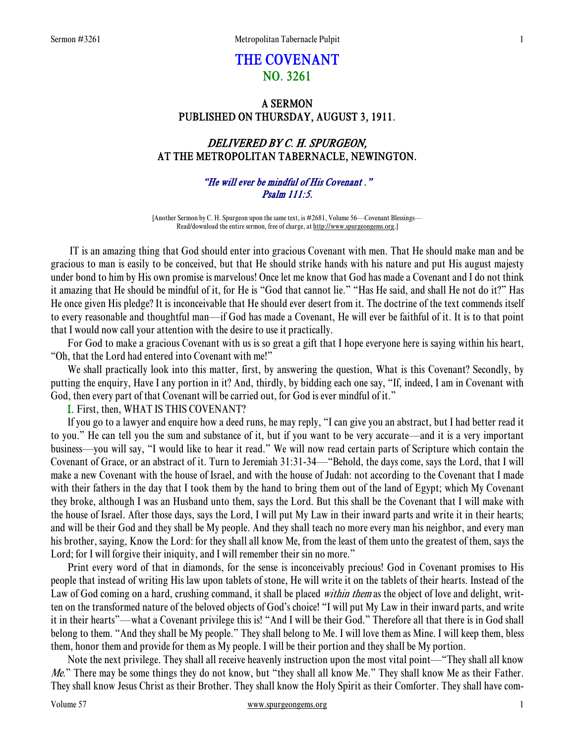# THE COVENANT
## NO. 3261

### A SERMON
### PUBLISHED ON THURSDAY, AUGUST 3, 1911.

### *DELIVERED BY C. H. SPURGEON,*
### AT THE METROPOLITAN TABERNACLE, NEWINGTON.

*"He will ever be mindful of His Covenant ."*
*Psalm 111:5.*

[Another Sermon by C. H. Spurgeon upon the same text, is #2681, Volume 56—Covenant Blessings—Read/download the entire sermon, free of charge, at http://www.spurgeongems.org.]

IT is an amazing thing that God should enter into gracious Covenant with men. That He should make man and be gracious to man is easily to be conceived, but that He should strike hands with his nature and put His august majesty under bond to him by His own promise is marvelous! Once let me know that God has made a Covenant and I do not think it amazing that He should be mindful of it, for He is "God that cannot lie." "Has He said, and shall He not do it?" Has He once given His pledge? It is inconceivable that He should ever desert from it. The doctrine of the text commends itself to every reasonable and thoughtful man—if God has made a Covenant, He will ever be faithful of it. It is to that point that I would now call your attention with the desire to use it practically.

For God to make a gracious Covenant with us is so great a gift that I hope everyone here is saying within his heart, "Oh, that the Lord had entered into Covenant with me!"

We shall practically look into this matter, first, by answering the question, What is this Covenant? Secondly, by putting the enquiry, Have I any portion in it? And, thirdly, by bidding each one say, "If, indeed, I am in Covenant with God, then every part of that Covenant will be carried out, for God is ever mindful of it."

I. First, then, WHAT IS THIS COVENANT?

If you go to a lawyer and enquire how a deed runs, he may reply, "I can give you an abstract, but I had better read it to you." He can tell you the sum and substance of it, but if you want to be very accurate—and it is a very important business—you will say, "I would like to hear it read." We will now read certain parts of Scripture which contain the Covenant of Grace, or an abstract of it. Turn to Jeremiah 31:31-34—"Behold, the days come, says the Lord, that I will make a new Covenant with the house of Israel, and with the house of Judah: not according to the Covenant that I made with their fathers in the day that I took them by the hand to bring them out of the land of Egypt; which My Covenant they broke, although I was an Husband unto them, says the Lord. But this shall be the Covenant that I will make with the house of Israel. After those days, says the Lord, I will put My Law in their inward parts and write it in their hearts; and will be their God and they shall be My people. And they shall teach no more every man his neighbor, and every man his brother, saying, Know the Lord: for they shall all know Me, from the least of them unto the greatest of them, says the Lord; for I will forgive their iniquity, and I will remember their sin no more."

Print every word of that in diamonds, for the sense is inconceivably precious! God in Covenant promises to His people that instead of writing His law upon tablets of stone, He will write it on the tablets of their hearts. Instead of the Law of God coming on a hard, crushing command, it shall be placed *within them* as the object of love and delight, written on the transformed nature of the beloved objects of God's choice! "I will put My Law in their inward parts, and write it in their hearts"—what a Covenant privilege this is! "And I will be their God." Therefore all that there is in God shall belong to them. "And they shall be My people." They shall belong to Me. I will love them as Mine. I will keep them, bless them, honor them and provide for them as My people. I will be their portion and they shall be My portion.

Note the next privilege. They shall all receive heavenly instruction upon the most vital point—"They shall all know *Me*." There may be some things they do not know, but "they shall all know Me." They shall know Me as their Father. They shall know Jesus Christ as their Brother. They shall know the Holy Spirit as their Comforter. They shall have com-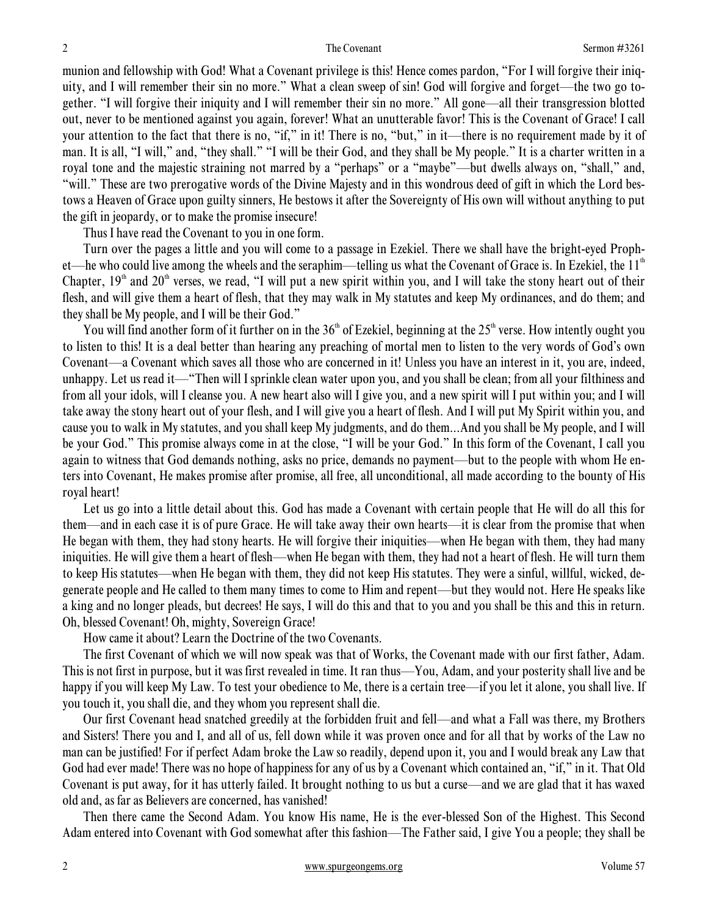munion and fellowship with God! What a Covenant privilege is this! Hence comes pardon, "For I will forgive their iniquity, and I will remember their sin no more." What a clean sweep of sin! God will forgive and forget—the two go together. "I will forgive their iniquity and I will remember their sin no more." All gone—all their transgression blotted out, never to be mentioned against you again, forever! What an unutterable favor! This is the Covenant of Grace! I call your attention to the fact that there is no, "if," in it! There is no, "but," in it—there is no requirement made by it of man. It is all, "I will," and, "they shall." "I will be their God, and they shall be My people." It is a charter written in a royal tone and the majestic straining not marred by a "perhaps" or a "maybe"—but dwells always on, "shall," and, "will." These are two prerogative words of the Divine Majesty and in this wondrous deed of gift in which the Lord bestows a Heaven of Grace upon guilty sinners, He bestows it after the Sovereignty of His own will without anything to put the gift in jeopardy, or to make the promise insecure!

Thus I have read the Covenant to you in one form.

Turn over the pages a little and you will come to a passage in Ezekiel. There we shall have the bright-eyed Prophet—he who could live among the wheels and the seraphim—telling us what the Covenant of Grace is. In Ezekiel, the 11th Chapter, 19th and 20th verses, we read, "I will put a new spirit within you, and I will take the stony heart out of their flesh, and will give them a heart of flesh, that they may walk in My statutes and keep My ordinances, and do them; and they shall be My people, and I will be their God."

You will find another form of it further on in the 36th of Ezekiel, beginning at the 25th verse. How intently ought you to listen to this! It is a deal better than hearing any preaching of mortal men to listen to the very words of God's own Covenant—a Covenant which saves all those who are concerned in it! Unless you have an interest in it, you are, indeed, unhappy. Let us read it—"Then will I sprinkle clean water upon you, and you shall be clean; from all your filthiness and from all your idols, will I cleanse you. A new heart also will I give you, and a new spirit will I put within you; and I will take away the stony heart out of your flesh, and I will give you a heart of flesh. And I will put My Spirit within you, and cause you to walk in My statutes, and you shall keep My judgments, and do them...And you shall be My people, and I will be your God." This promise always come in at the close, "I will be your God." In this form of the Covenant, I call you again to witness that God demands nothing, asks no price, demands no payment—but to the people with whom He enters into Covenant, He makes promise after promise, all free, all unconditional, all made according to the bounty of His royal heart!

Let us go into a little detail about this. God has made a Covenant with certain people that He will do all this for them—and in each case it is of pure Grace. He will take away their own hearts—it is clear from the promise that when He began with them, they had stony hearts. He will forgive their iniquities—when He began with them, they had many iniquities. He will give them a heart of flesh—when He began with them, they had not a heart of flesh. He will turn them to keep His statutes—when He began with them, they did not keep His statutes. They were a sinful, willful, wicked, degenerate people and He called to them many times to come to Him and repent—but they would not. Here He speaks like a king and no longer pleads, but decrees! He says, I will do this and that to you and you shall be this and this in return. Oh, blessed Covenant! Oh, mighty, Sovereign Grace!

How came it about? Learn the Doctrine of the two Covenants.

The first Covenant of which we will now speak was that of Works, the Covenant made with our first father, Adam. This is not first in purpose, but it was first revealed in time. It ran thus—You, Adam, and your posterity shall live and be happy if you will keep My Law. To test your obedience to Me, there is a certain tree—if you let it alone, you shall live. If you touch it, you shall die, and they whom you represent shall die.

Our first Covenant head snatched greedily at the forbidden fruit and fell—and what a Fall was there, my Brothers and Sisters! There you and I, and all of us, fell down while it was proven once and for all that by works of the Law no man can be justified! For if perfect Adam broke the Law so readily, depend upon it, you and I would break any Law that God had ever made! There was no hope of happiness for any of us by a Covenant which contained an, "if," in it. That Old Covenant is put away, for it has utterly failed. It brought nothing to us but a curse—and we are glad that it has waxed old and, as far as Believers are concerned, has vanished!

Then there came the Second Adam. You know His name, He is the ever-blessed Son of the Highest. This Second Adam entered into Covenant with God somewhat after this fashion—The Father said, I give You a people; they shall be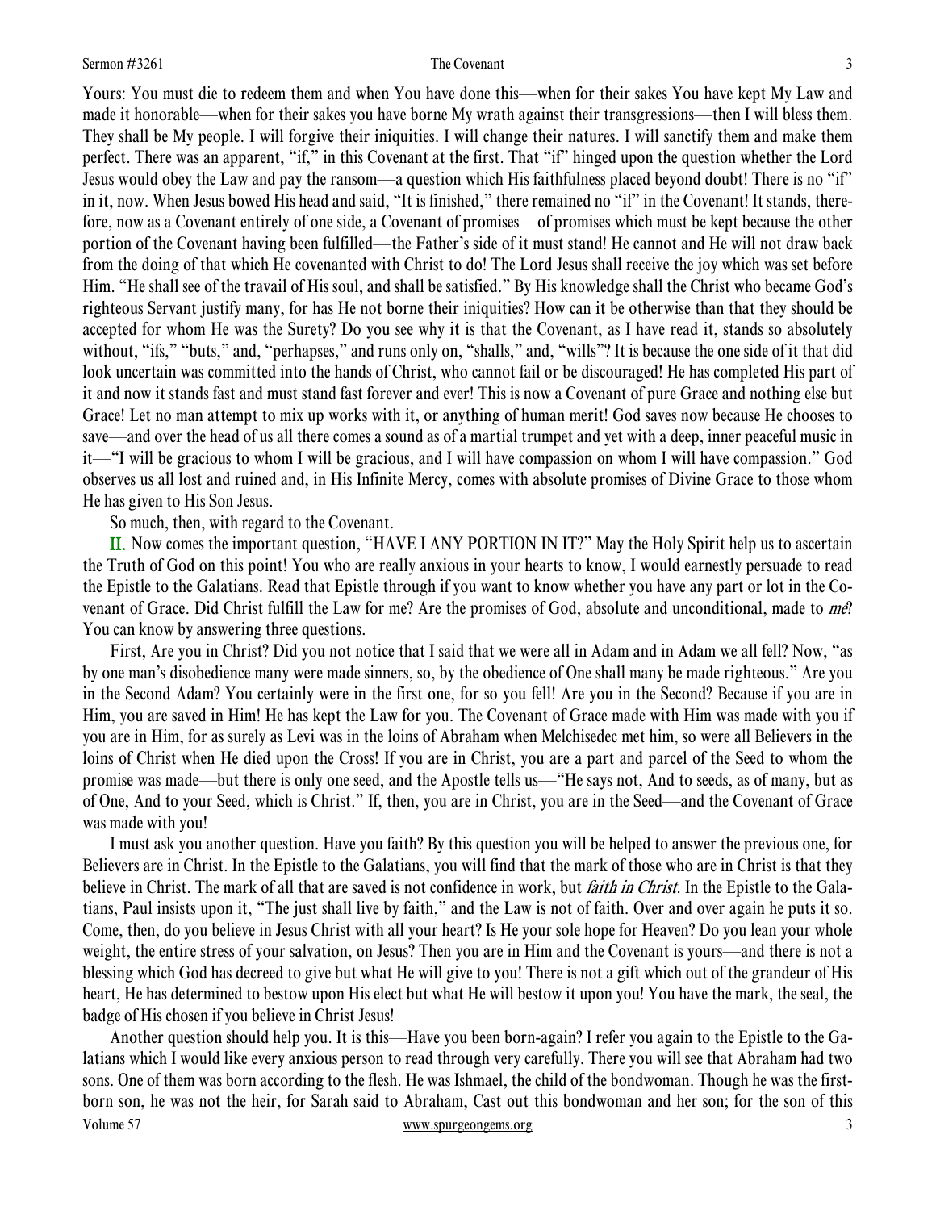Yours: You must die to redeem them and when You have done this—when for their sakes You have kept My Law and made it honorable—when for their sakes you have borne My wrath against their transgressions—then I will bless them. They shall be My people. I will forgive their iniquities. I will change their natures. I will sanctify them and make them perfect. There was an apparent, "if," in this Covenant at the first. That "if" hinged upon the question whether the Lord Jesus would obey the Law and pay the ransom—a question which His faithfulness placed beyond doubt! There is no "if" in it, now. When Jesus bowed His head and said, "It is finished," there remained no "if" in the Covenant! It stands, therefore, now as a Covenant entirely of one side, a Covenant of promises—of promises which must be kept because the other portion of the Covenant having been fulfilled—the Father's side of it must stand! He cannot and He will not draw back from the doing of that which He covenanted with Christ to do! The Lord Jesus shall receive the joy which was set before Him. "He shall see of the travail of His soul, and shall be satisfied." By His knowledge shall the Christ who became God's righteous Servant justify many, for has He not borne their iniquities? How can it be otherwise than that they should be accepted for whom He was the Surety? Do you see why it is that the Covenant, as I have read it, stands so absolutely without, "ifs," "buts," and, "perhapses," and runs only on, "shalls," and, "wills"? It is because the one side of it that did look uncertain was committed into the hands of Christ, who cannot fail or be discouraged! He has completed His part of it and now it stands fast and must stand fast forever and ever! This is now a Covenant of pure Grace and nothing else but Grace! Let no man attempt to mix up works with it, or anything of human merit! God saves now because He chooses to save—and over the head of us all there comes a sound as of a martial trumpet and yet with a deep, inner peaceful music in it—"I will be gracious to whom I will be gracious, and I will have compassion on whom I will have compassion." God observes us all lost and ruined and, in His Infinite Mercy, comes with absolute promises of Divine Grace to those whom He has given to His Son Jesus.

So much, then, with regard to the Covenant.

II. Now comes the important question, "HAVE I ANY PORTION IN IT?" May the Holy Spirit help us to ascertain the Truth of God on this point! You who are really anxious in your hearts to know, I would earnestly persuade to read the Epistle to the Galatians. Read that Epistle through if you want to know whether you have any part or lot in the Covenant of Grace. Did Christ fulfill the Law for me? Are the promises of God, absolute and unconditional, made to *me*? You can know by answering three questions.

First, Are you in Christ? Did you not notice that I said that we were all in Adam and in Adam we all fell? Now, "as by one man's disobedience many were made sinners, so, by the obedience of One shall many be made righteous." Are you in the Second Adam? You certainly were in the first one, for so you fell! Are you in the Second? Because if you are in Him, you are saved in Him! He has kept the Law for you. The Covenant of Grace made with Him was made with you if you are in Him, for as surely as Levi was in the loins of Abraham when Melchisedec met him, so were all Believers in the loins of Christ when He died upon the Cross! If you are in Christ, you are a part and parcel of the Seed to whom the promise was made—but there is only one seed, and the Apostle tells us—"He says not, And to seeds, as of many, but as of One, And to your Seed, which is Christ." If, then, you are in Christ, you are in the Seed—and the Covenant of Grace was made with you!

I must ask you another question. Have you faith? By this question you will be helped to answer the previous one, for Believers are in Christ. In the Epistle to the Galatians, you will find that the mark of those who are in Christ is that they believe in Christ. The mark of all that are saved is not confidence in work, but *faith in Christ*. In the Epistle to the Galatians, Paul insists upon it, "The just shall live by faith," and the Law is not of faith. Over and over again he puts it so. Come, then, do you believe in Jesus Christ with all your heart? Is He your sole hope for Heaven? Do you lean your whole weight, the entire stress of your salvation, on Jesus? Then you are in Him and the Covenant is yours—and there is not a blessing which God has decreed to give but what He will give to you! There is not a gift which out of the grandeur of His heart, He has determined to bestow upon His elect but what He will bestow it upon you! You have the mark, the seal, the badge of His chosen if you believe in Christ Jesus!

Another question should help you. It is this—Have you been born-again? I refer you again to the Epistle to the Galatians which I would like every anxious person to read through very carefully. There you will see that Abraham had two sons. One of them was born according to the flesh. He was Ishmael, the child of the bondwoman. Though he was the firstborn son, he was not the heir, for Sarah said to Abraham, Cast out this bondwoman and her son; for the son of this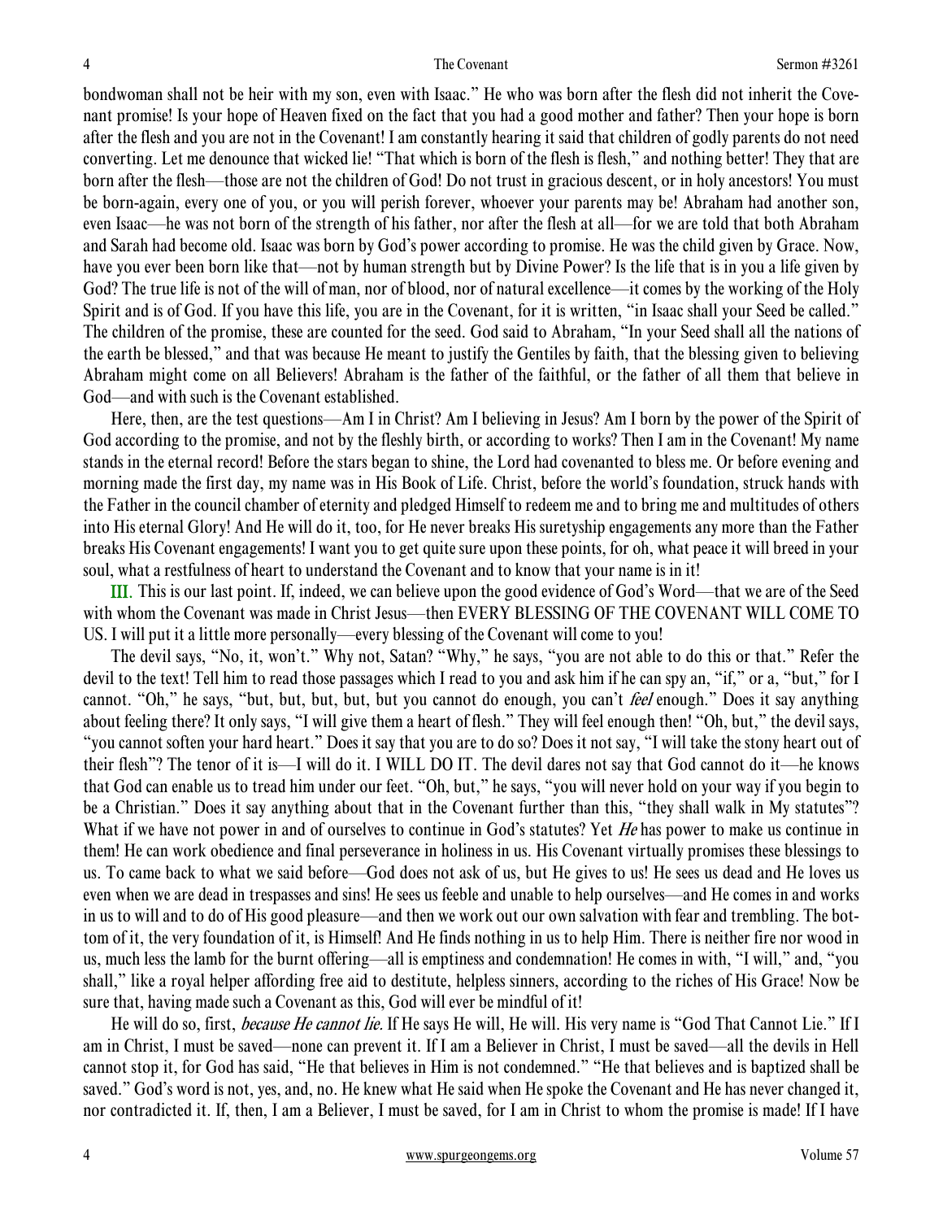bondwoman shall not be heir with my son, even with Isaac." He who was born after the flesh did not inherit the Covenant promise! Is your hope of Heaven fixed on the fact that you had a good mother and father? Then your hope is born after the flesh and you are not in the Covenant! I am constantly hearing it said that children of godly parents do not need converting. Let me denounce that wicked lie! "That which is born of the flesh is flesh," and nothing better! They that are born after the flesh—those are not the children of God! Do not trust in gracious descent, or in holy ancestors! You must be born-again, every one of you, or you will perish forever, whoever your parents may be! Abraham had another son, even Isaac—he was not born of the strength of his father, nor after the flesh at all—for we are told that both Abraham and Sarah had become old. Isaac was born by God's power according to promise. He was the child given by Grace. Now, have you ever been born like that—not by human strength but by Divine Power? Is the life that is in you a life given by God? The true life is not of the will of man, nor of blood, nor of natural excellence—it comes by the working of the Holy Spirit and is of God. If you have this life, you are in the Covenant, for it is written, "in Isaac shall your Seed be called." The children of the promise, these are counted for the seed. God said to Abraham, "In your Seed shall all the nations of the earth be blessed," and that was because He meant to justify the Gentiles by faith, that the blessing given to believing Abraham might come on all Believers! Abraham is the father of the faithful, or the father of all them that believe in God—and with such is the Covenant established.

Here, then, are the test questions—Am I in Christ? Am I believing in Jesus? Am I born by the power of the Spirit of God according to the promise, and not by the fleshly birth, or according to works? Then I am in the Covenant! My name stands in the eternal record! Before the stars began to shine, the Lord had covenanted to bless me. Or before evening and morning made the first day, my name was in His Book of Life. Christ, before the world's foundation, struck hands with the Father in the council chamber of eternity and pledged Himself to redeem me and to bring me and multitudes of others into His eternal Glory! And He will do it, too, for He never breaks His suretyship engagements any more than the Father breaks His Covenant engagements! I want you to get quite sure upon these points, for oh, what peace it will breed in your soul, what a restfulness of heart to understand the Covenant and to know that your name is in it!

III. This is our last point. If, indeed, we can believe upon the good evidence of God's Word—that we are of the Seed with whom the Covenant was made in Christ Jesus—then EVERY BLESSING OF THE COVENANT WILL COME TO US. I will put it a little more personally—every blessing of the Covenant will come to you!

The devil says, "No, it, won't." Why not, Satan? "Why," he says, "you are not able to do this or that." Refer the devil to the text! Tell him to read those passages which I read to you and ask him if he can spy an, "if," or a, "but," for I cannot. "Oh," he says, "but, but, but, but, but you cannot do enough, you can't *feel* enough." Does it say anything about feeling there? It only says, "I will give them a heart of flesh." They will feel enough then! "Oh, but," the devil says, "you cannot soften your hard heart." Does it say that you are to do so? Does it not say, "I will take the stony heart out of their flesh"? The tenor of it is—I will do it. I WILL DO IT. The devil dares not say that God cannot do it—he knows that God can enable us to tread him under our feet. "Oh, but," he says, "you will never hold on your way if you begin to be a Christian." Does it say anything about that in the Covenant further than this, "they shall walk in My statutes"? What if we have not power in and of ourselves to continue in God's statutes? Yet *He* has power to make us continue in them! He can work obedience and final perseverance in holiness in us. His Covenant virtually promises these blessings to us. To came back to what we said before—God does not ask of us, but He gives to us! He sees us dead and He loves us even when we are dead in trespasses and sins! He sees us feeble and unable to help ourselves—and He comes in and works in us to will and to do of His good pleasure—and then we work out our own salvation with fear and trembling. The bottom of it, the very foundation of it, is Himself! And He finds nothing in us to help Him. There is neither fire nor wood in us, much less the lamb for the burnt offering—all is emptiness and condemnation! He comes in with, "I will," and, "you shall," like a royal helper affording free aid to destitute, helpless sinners, according to the riches of His Grace! Now be sure that, having made such a Covenant as this, God will ever be mindful of it!

He will do so, first, *because He cannot lie.* If He says He will, He will. His very name is "God That Cannot Lie." If I am in Christ, I must be saved—none can prevent it. If I am a Believer in Christ, I must be saved—all the devils in Hell cannot stop it, for God has said, "He that believes in Him is not condemned." "He that believes and is baptized shall be saved." God's word is not, yes, and, no. He knew what He said when He spoke the Covenant and He has never changed it, nor contradicted it. If, then, I am a Believer, I must be saved, for I am in Christ to whom the promise is made! If I have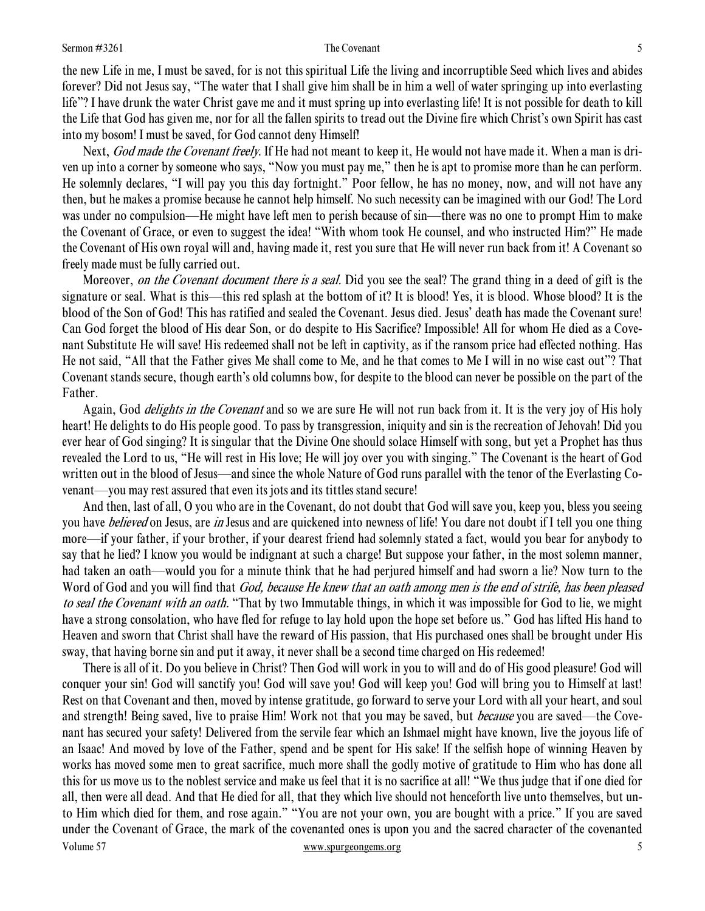the new Life in me, I must be saved, for is not this spiritual Life the living and incorruptible Seed which lives and abides forever? Did not Jesus say, "The water that I shall give him shall be in him a well of water springing up into everlasting life"? I have drunk the water Christ gave me and it must spring up into everlasting life! It is not possible for death to kill the Life that God has given me, nor for all the fallen spirits to tread out the Divine fire which Christ's own Spirit has cast into my bosom! I must be saved, for God cannot deny Himself!

Next, *God made the Covenant freely*. If He had not meant to keep it, He would not have made it. When a man is driven up into a corner by someone who says, "Now you must pay me," then he is apt to promise more than he can perform. He solemnly declares, "I will pay you this day fortnight." Poor fellow, he has no money, now, and will not have any then, but he makes a promise because he cannot help himself. No such necessity can be imagined with our God! The Lord was under no compulsion—He might have left men to perish because of sin—there was no one to prompt Him to make the Covenant of Grace, or even to suggest the idea! "With whom took He counsel, and who instructed Him?" He made the Covenant of His own royal will and, having made it, rest you sure that He will never run back from it! A Covenant so freely made must be fully carried out.

Moreover, *on the Covenant document there is a seal*. Did you see the seal? The grand thing in a deed of gift is the signature or seal. What is this—this red splash at the bottom of it? It is blood! Yes, it is blood. Whose blood? It is the blood of the Son of God! This has ratified and sealed the Covenant. Jesus died. Jesus' death has made the Covenant sure! Can God forget the blood of His dear Son, or do despite to His Sacrifice? Impossible! All for whom He died as a Covenant Substitute He will save! His redeemed shall not be left in captivity, as if the ransom price had effected nothing. Has He not said, "All that the Father gives Me shall come to Me, and he that comes to Me I will in no wise cast out"? That Covenant stands secure, though earth's old columns bow, for despite to the blood can never be possible on the part of the Father.

Again, God *delights in the Covenant* and so we are sure He will not run back from it. It is the very joy of His holy heart! He delights to do His people good. To pass by transgression, iniquity and sin is the recreation of Jehovah! Did you ever hear of God singing? It is singular that the Divine One should solace Himself with song, but yet a Prophet has thus revealed the Lord to us, "He will rest in His love; He will joy over you with singing." The Covenant is the heart of God written out in the blood of Jesus—and since the whole Nature of God runs parallel with the tenor of the Everlasting Covenant—you may rest assured that even its jots and its tittles stand secure!

And then, last of all, O you who are in the Covenant, do not doubt that God will save you, keep you, bless you seeing you have *believed* on Jesus, are *in* Jesus and are quickened into newness of life! You dare not doubt if I tell you one thing more—if your father, if your brother, if your dearest friend had solemnly stated a fact, would you bear for anybody to say that he lied? I know you would be indignant at such a charge! But suppose your father, in the most solemn manner, had taken an oath—would you for a minute think that he had perjured himself and had sworn a lie? Now turn to the Word of God and you will find that *God, because He knew that an oath among men is the end of strife, has been pleased to seal the Covenant with an oath.* "That by two Immutable things, in which it was impossible for God to lie, we might have a strong consolation, who have fled for refuge to lay hold upon the hope set before us." God has lifted His hand to Heaven and sworn that Christ shall have the reward of His passion, that His purchased ones shall be brought under His sway, that having borne sin and put it away, it never shall be a second time charged on His redeemed!

There is all of it. Do you believe in Christ? Then God will work in you to will and do of His good pleasure! God will conquer your sin! God will sanctify you! God will save you! God will keep you! God will bring you to Himself at last! Rest on that Covenant and then, moved by intense gratitude, go forward to serve your Lord with all your heart, and soul and strength! Being saved, live to praise Him! Work not that you may be saved, but *because* you are saved—the Covenant has secured your safety! Delivered from the servile fear which an Ishmael might have known, live the joyous life of an Isaac! And moved by love of the Father, spend and be spent for His sake! If the selfish hope of winning Heaven by works has moved some men to great sacrifice, much more shall the godly motive of gratitude to Him who has done all this for us move us to the noblest service and make us feel that it is no sacrifice at all! "We thus judge that if one died for all, then were all dead. And that He died for all, that they which live should not henceforth live unto themselves, but unto Him which died for them, and rose again." "You are not your own, you are bought with a price." If you are saved under the Covenant of Grace, the mark of the covenanted ones is upon you and the sacred character of the covenanted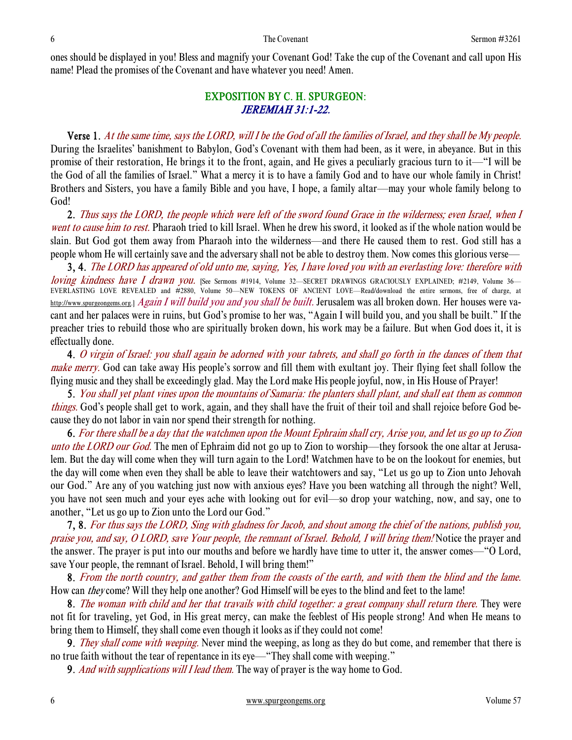ones should be displayed in you! Bless and magnify your Covenant God! Take the cup of the Covenant and call upon His name! Plead the promises of the Covenant and have whatever you need! Amen.

## EXPOSITION BY C. H. SPURGEON:
## *JEREMIAH 31:1-22.*

**Verse 1.** *At the same time, says the LORD, will I be the God of all the families of Israel, and they shall be My people.* During the Israelites' banishment to Babylon, God's Covenant with them had been, as it were, in abeyance. But in this promise of their restoration, He brings it to the front, again, and He gives a peculiarly gracious turn to it—"I will be the God of all the families of Israel." What a mercy it is to have a family God and to have our whole family in Christ! Brothers and Sisters, you have a family Bible and you have, I hope, a family altar—may your whole family belong to God!

**2.** *Thus says the LORD, the people which were left of the sword found Grace in the wilderness; even Israel, when I went to cause him to rest.* Pharaoh tried to kill Israel. When he drew his sword, it looked as if the whole nation would be slain. But God got them away from Pharaoh into the wilderness—and there He caused them to rest. God still has a people whom He will certainly save and the adversary shall not be able to destroy them. Now comes this glorious verse—

**3, 4.** *The LORD has appeared of old unto me, saying, Yes, I have loved you with an everlasting love: therefore with loving kindness have I drawn you.* [See Sermons #1914, Volume 32—SECRET DRAWINGS GRACIOUSLY EXPLAINED; #2149, Volume 36—EVERLASTING LOVE REVEALED and #2880, Volume 50—NEW TOKENS OF ANCIENT LOVE—Read/download the entire sermons, free of charge, at http://www.spurgeongems.org.] *Again I will build you and you shall be built.* Jerusalem was all broken down. Her houses were vacant and her palaces were in ruins, but God's promise to her was, "Again I will build you, and you shall be built." If the preacher tries to rebuild those who are spiritually broken down, his work may be a failure. But when God does it, it is effectually done.

**4.** *O virgin of Israel: you shall again be adorned with your tabrets, and shall go forth in the dances of them that make merry.* God can take away His people's sorrow and fill them with exultant joy. Their flying feet shall follow the flying music and they shall be exceedingly glad. May the Lord make His people joyful, now, in His House of Prayer!

**5.** *You shall yet plant vines upon the mountains of Samaria: the planters shall plant, and shall eat them as common things.* God's people shall get to work, again, and they shall have the fruit of their toil and shall rejoice before God because they do not labor in vain nor spend their strength for nothing.

**6.** *For there shall be a day that the watchmen upon the Mount Ephraim shall cry, Arise you, and let us go up to Zion unto the LORD our God.* The men of Ephraim did not go up to Zion to worship—they forsook the one altar at Jerusalem. But the day will come when they will turn again to the Lord! Watchmen have to be on the lookout for enemies, but the day will come when even they shall be able to leave their watchtowers and say, "Let us go up to Zion unto Jehovah our God." Are any of you watching just now with anxious eyes? Have you been watching all through the night? Well, you have not seen much and your eyes ache with looking out for evil—so drop your watching, now, and say, one to another, "Let us go up to Zion unto the Lord our God."

**7, 8.** *For thus says the LORD, Sing with gladness for Jacob, and shout among the chief of the nations, publish you, praise you, and say, O LORD, save Your people, the remnant of Israel. Behold, I will bring them!* Notice the prayer and the answer. The prayer is put into our mouths and before we hardly have time to utter it, the answer comes—"O Lord, save Your people, the remnant of Israel. Behold, I will bring them!"

**8.** *From the north country, and gather them from the coasts of the earth, and with them the blind and the lame.* How can *they* come? Will they help one another? God Himself will be eyes to the blind and feet to the lame!

**8.** *The woman with child and her that travails with child together: a great company shall return there.* They were not fit for traveling, yet God, in His great mercy, can make the feeblest of His people strong! And when He means to bring them to Himself, they shall come even though it looks as if they could not come!

**9.** *They shall come with weeping.* Never mind the weeping, as long as they do but come, and remember that there is no true faith without the tear of repentance in its eye—"They shall come with weeping."

**9.** *And with supplications will I lead them.* The way of prayer is the way home to God.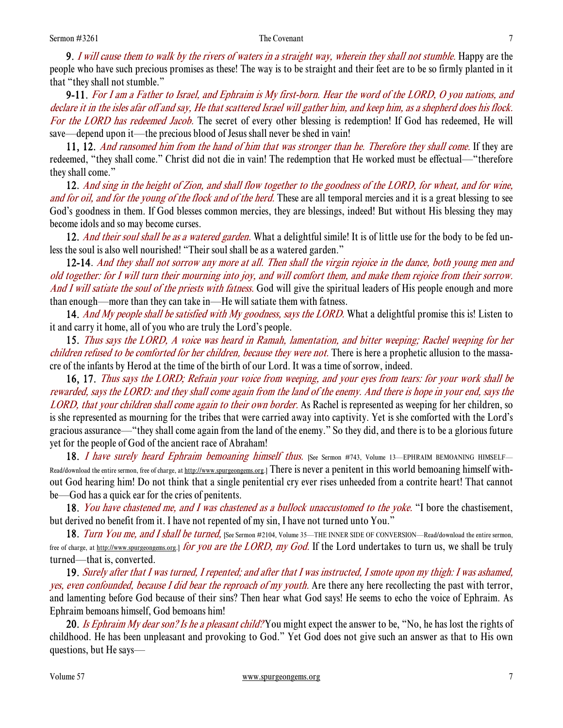**9.** *I will cause them to walk by the rivers of waters in a straight way, wherein they shall not stumble.* Happy are the people who have such precious promises as these! The way is to be straight and their feet are to be so firmly planted in it that "they shall not stumble."

**9-11.** *For I am a Father to Israel, and Ephraim is My first-born. Hear the word of the LORD, O you nations, and declare it in the isles afar off and say, He that scattered Israel will gather him, and keep him, as a shepherd does his flock. For the LORD has redeemed Jacob.* The secret of every other blessing is redemption! If God has redeemed, He will save—depend upon it—the precious blood of Jesus shall never be shed in vain!

**11, 12.** *And ransomed him from the hand of him that was stronger than he. Therefore they shall come.* If they are redeemed, "they shall come." Christ did not die in vain! The redemption that He worked must be effectual—"therefore they shall come."

**12.** *And sing in the height of Zion, and shall flow together to the goodness of the LORD, for wheat, and for wine, and for oil, and for the young of the flock and of the herd.* These are all temporal mercies and it is a great blessing to see God's goodness in them. If God blesses common mercies, they are blessings, indeed! But without His blessing they may become idols and so may become curses.

**12.** *And their soul shall be as a watered garden.* What a delightful simile! It is of little use for the body to be fed unless the soul is also well nourished! "Their soul shall be as a watered garden."

**12-14**. *And they shall not sorrow any more at all. Then shall the virgin rejoice in the dance, both young men and old together: for I will turn their mourning into joy, and will comfort them, and make them rejoice from their sorrow. And I will satiate the soul of the priests with fatness.* God will give the spiritual leaders of His people enough and more than enough—more than they can take in—He will satiate them with fatness.

**14.** *And My people shall be satisfied with My goodness, says the LORD.* What a delightful promise this is! Listen to it and carry it home, all of you who are truly the Lord's people.

**15.** *Thus says the LORD, A voice was heard in Ramah, lamentation, and bitter weeping; Rachel weeping for her children refused to be comforted for her children, because they were not.* There is here a prophetic allusion to the massacre of the infants by Herod at the time of the birth of our Lord. It was a time of sorrow, indeed.

**16, 17.** *Thus says the LORD; Refrain your voice from weeping, and your eyes from tears: for your work shall be rewarded, says the LORD: and they shall come again from the land of the enemy. And there is hope in your end, says the LORD, that your children shall come again to their own border.* As Rachel is represented as weeping for her children, so is she represented as mourning for the tribes that were carried away into captivity. Yet is she comforted with the Lord's gracious assurance—"they shall come again from the land of the enemy." So they did, and there is to be a glorious future yet for the people of God of the ancient race of Abraham!

**18.** *I have surely heard Ephraim bemoaning himself thus.* [See Sermon #743, Volume 13—EPHRAIM BEMOANING HIMSELF—Read/download the entire sermon, free of charge, at http://www.spurgeongems.org.] There is never a penitent in this world bemoaning himself without God hearing him! Do not think that a single penitential cry ever rises unheeded from a contrite heart! That cannot be—God has a quick ear for the cries of penitents.

**18.** *You have chastened me, and I was chastened as a bullock unaccustomed to the yoke.* "I bore the chastisement, but derived no benefit from it. I have not repented of my sin, I have not turned unto You."

**18.** *Turn You me, and I shall be turned,* [See Sermon #2104, Volume 35—THE INNER SIDE OF CONVERSION—Read/download the entire sermon, free of charge, at http://www.spurgeongems.org.] *for you are the LORD, my God.* If the Lord undertakes to turn us, we shall be truly turned—that is, converted.

**19.** *Surely after that I was turned, I repented; and after that I was instructed, I smote upon my thigh: I was ashamed, yes, even confounded, because I did bear the reproach of my youth.* Are there any here recollecting the past with terror, and lamenting before God because of their sins? Then hear what God says! He seems to echo the voice of Ephraim. As Ephraim bemoans himself, God bemoans him!

**20.** *Is Ephraim My dear son? Is he a pleasant child?* You might expect the answer to be, "No, he has lost the rights of childhood. He has been unpleasant and provoking to God." Yet God does not give such an answer as that to His own questions, but He says—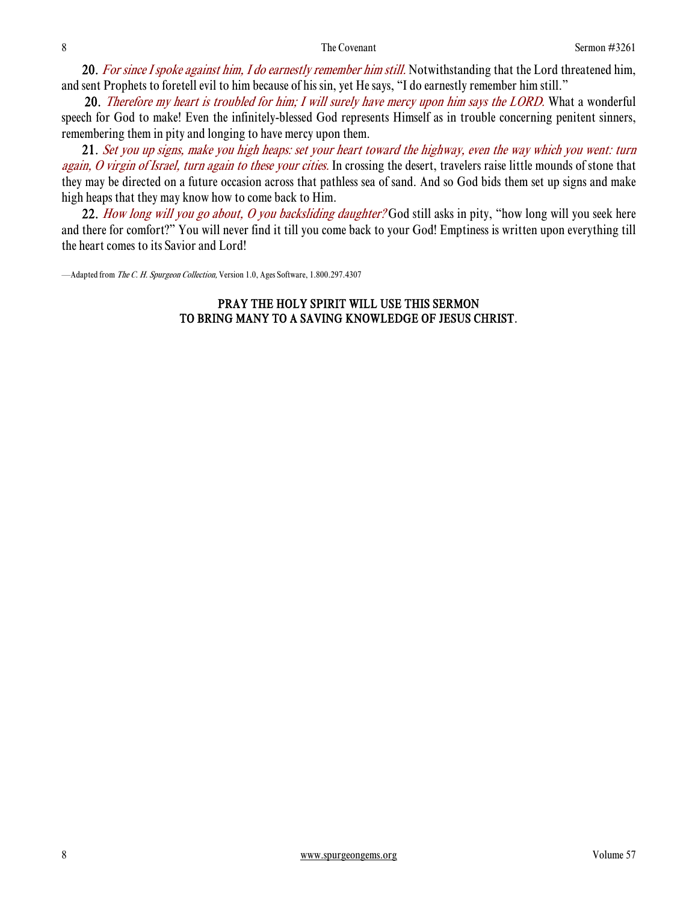**20**. *For since I spoke against him, I do earnestly remember him still.* Notwithstanding that the Lord threatened him, and sent Prophets to foretell evil to him because of his sin, yet He says, "I do earnestly remember him still."

**20**. *Therefore my heart is troubled for him; I will surely have mercy upon him says the LORD.* What a wonderful speech for God to make! Even the infinitely-blessed God represents Himself as in trouble concerning penitent sinners, remembering them in pity and longing to have mercy upon them.

**21**. *Set you up signs, make you high heaps: set your heart toward the highway, even the way which you went: turn again, O virgin of Israel, turn again to these your cities.* In crossing the desert, travelers raise little mounds of stone that they may be directed on a future occasion across that pathless sea of sand. And so God bids them set up signs and make high heaps that they may know how to come back to Him.

**22**. *How long will you go about, O you backsliding daughter?* God still asks in pity, "how long will you seek here and there for comfort?" You will never find it till you come back to your God! Emptiness is written upon everything till the heart comes to its Savior and Lord!

—Adapted from *The C. H. Spurgeon Collection,* Version 1.0, Ages Software, 1.800.297.4307

**PRAY THE HOLY SPIRIT WILL USE THIS SERMON TO BRING MANY TO A SAVING KNOWLEDGE OF JESUS CHRIST.**